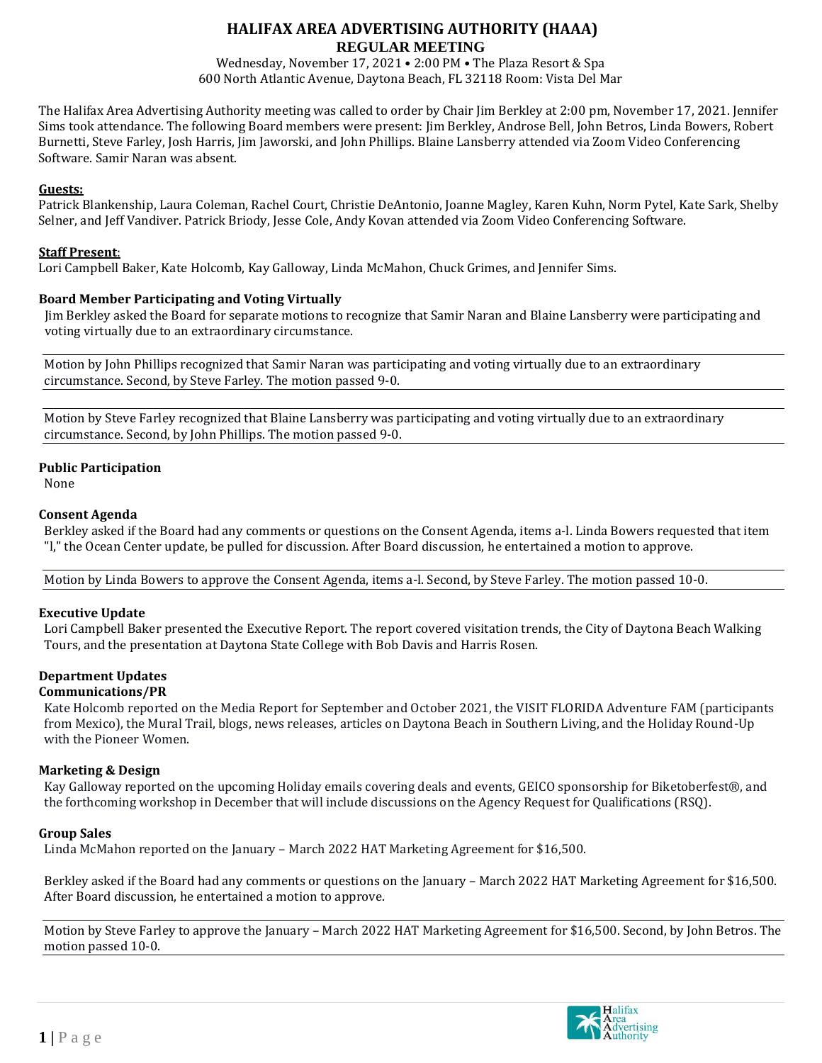# HALIFAX AREA ADVERTISING AUTHORITY (HAAA)

## REGULAR MEETING

Wednesday, November 17, 2021 • 2:00 PM • The Plaza Resort & Spa
600 North Atlantic Avenue, Daytona Beach, FL 32118 Room: Vista Del Mar

The Halifax Area Advertising Authority meeting was called to order by Chair Jim Berkley at 2:00 pm, November 17, 2021. Jennifer Sims took attendance. The following Board members were present: Jim Berkley, Androse Bell, John Betros, Linda Bowers, Robert Burnetti, Steve Farley, Josh Harris, Jim Jaworski, and John Phillips. Blaine Lansberry attended via Zoom Video Conferencing Software. Samir Naran was absent.

**Guests:**
Patrick Blankenship, Laura Coleman, Rachel Court, Christie DeAntonio, Joanne Magley, Karen Kuhn, Norm Pytel, Kate Sark, Shelby Selner, and Jeff Vandiver. Patrick Briody, Jesse Cole, Andy Kovan attended via Zoom Video Conferencing Software.

**Staff Present:**
Lori Campbell Baker, Kate Holcomb, Kay Galloway, Linda McMahon, Chuck Grimes, and Jennifer Sims.

**Board Member Participating and Voting Virtually**

Jim Berkley asked the Board for separate motions to recognize that Samir Naran and Blaine Lansberry were participating and voting virtually due to an extraordinary circumstance.

Motion by John Phillips recognized that Samir Naran was participating and voting virtually due to an extraordinary circumstance. Second, by Steve Farley. The motion passed 9-0.

Motion by Steve Farley recognized that Blaine Lansberry was participating and voting virtually due to an extraordinary circumstance. Second, by John Phillips. The motion passed 9-0.

**Public Participation**

None

**Consent Agenda**

Berkley asked if the Board had any comments or questions on the Consent Agenda, items a-l. Linda Bowers requested that item "l," the Ocean Center update, be pulled for discussion. After Board discussion, he entertained a motion to approve.

Motion by Linda Bowers to approve the Consent Agenda, items a-l. Second, by Steve Farley. The motion passed 10-0.

**Executive Update**

Lori Campbell Baker presented the Executive Report. The report covered visitation trends, the City of Daytona Beach Walking Tours, and the presentation at Daytona State College with Bob Davis and Harris Rosen.

**Department Updates**

**Communications/PR**

Kate Holcomb reported on the Media Report for September and October 2021, the VISIT FLORIDA Adventure FAM (participants from Mexico), the Mural Trail, blogs, news releases, articles on Daytona Beach in Southern Living, and the Holiday Round-Up with the Pioneer Women.

**Marketing & Design**

Kay Galloway reported on the upcoming Holiday emails covering deals and events, GEICO sponsorship for Biketoberfest®, and the forthcoming workshop in December that will include discussions on the Agency Request for Qualifications (RSQ).

**Group Sales**

Linda McMahon reported on the January – March 2022 HAT Marketing Agreement for $16,500.

Berkley asked if the Board had any comments or questions on the January – March 2022 HAT Marketing Agreement for $16,500. After Board discussion, he entertained a motion to approve.

Motion by Steve Farley to approve the January – March 2022 HAT Marketing Agreement for $16,500. Second, by John Betros. The motion passed 10-0.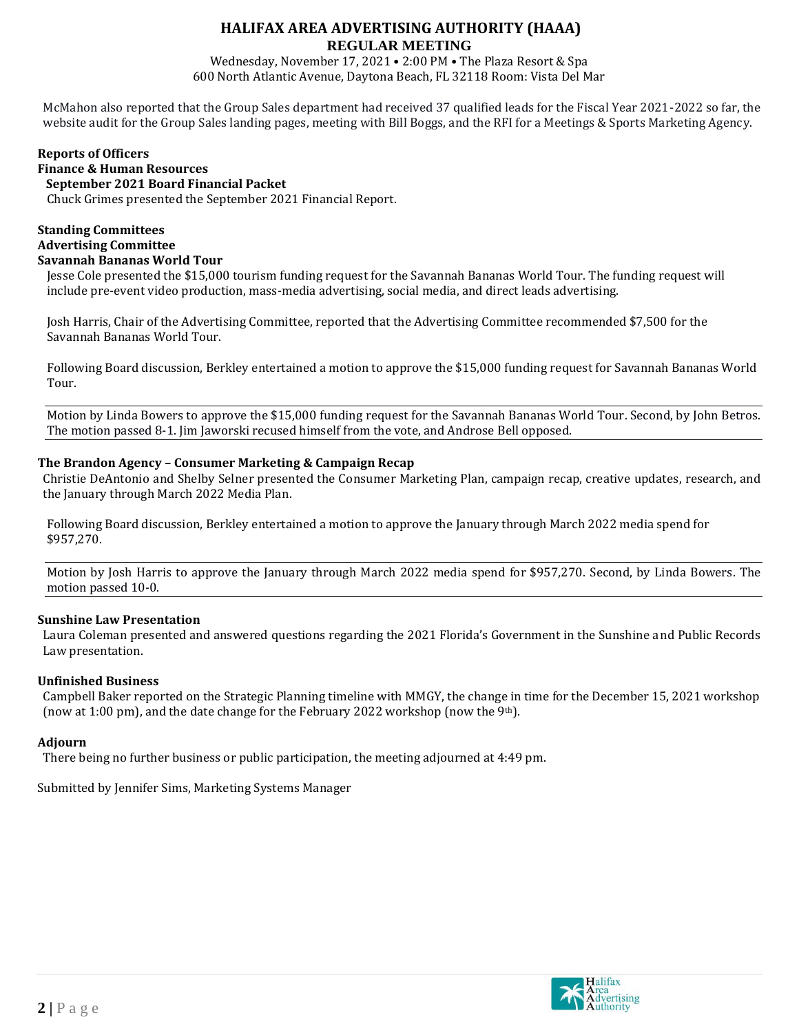McMahon also reported that the Group Sales department had received 37 qualified leads for the Fiscal Year 2021-2022 so far, the website audit for the Group Sales landing pages, meeting with Bill Boggs, and the RFI for a Meetings & Sports Marketing Agency.

**Reports of Officers**

**Finance & Human Resources**

**September 2021 Board Financial Packet**

Chuck Grimes presented the September 2021 Financial Report.

**Standing Committees**

**Advertising Committee**

**Savannah Bananas World Tour**

Jesse Cole presented the $15,000 tourism funding request for the Savannah Bananas World Tour. The funding request will include pre-event video production, mass-media advertising, social media, and direct leads advertising.

Josh Harris, Chair of the Advertising Committee, reported that the Advertising Committee recommended $7,500 for the Savannah Bananas World Tour.

Following Board discussion, Berkley entertained a motion to approve the $15,000 funding request for Savannah Bananas World Tour.

Motion by Linda Bowers to approve the $15,000 funding request for the Savannah Bananas World Tour. Second, by John Betros. The motion passed 8-1. Jim Jaworski recused himself from the vote, and Androse Bell opposed.

**The Brandon Agency – Consumer Marketing & Campaign Recap**

Christie DeAntonio and Shelby Selner presented the Consumer Marketing Plan, campaign recap, creative updates, research, and the January through March 2022 Media Plan.

Following Board discussion, Berkley entertained a motion to approve the January through March 2022 media spend for $957,270.

Motion by Josh Harris to approve the January through March 2022 media spend for $957,270. Second, by Linda Bowers. The motion passed 10-0.

**Sunshine Law Presentation**

Laura Coleman presented and answered questions regarding the 2021 Florida's Government in the Sunshine and Public Records Law presentation.

**Unfinished Business**

Campbell Baker reported on the Strategic Planning timeline with MMGY, the change in time for the December 15, 2021 workshop (now at 1:00 pm), and the date change for the February 2022 workshop (now the 9th).

**Adjourn**

There being no further business or public participation, the meeting adjourned at 4:49 pm.

Submitted by Jennifer Sims, Marketing Systems Manager